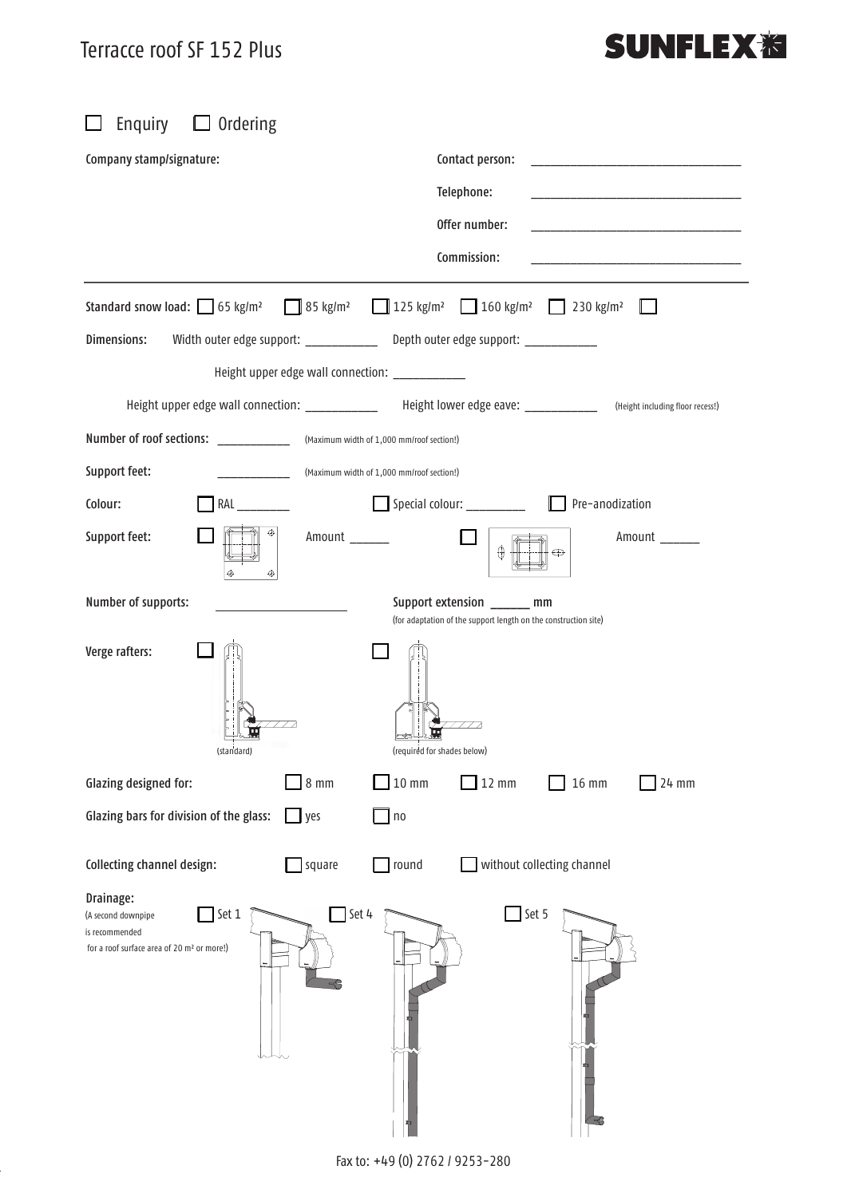# Terracce roof SF 152 Plus

SUNFLEX

☐ Enquiry ☐ Ordering

Company stamp/signature:

Contact person: ____________________

Telephone: ____________________

Offer number: ____________________

Commission: ____________________

---

**Standard snow load:** ☐ 65 kg/m² ☐ 85 kg/m² ☐ 125 kg/m² ☐ 160 kg/m² ☐ 230 kg/m² ☐

**Dimensions:** Width outer edge support: ________ Depth outer edge support: ________

Height upper edge wall connection: ________

Height upper edge wall connection: ________ Height lower edge eave: ________ (Height including floor recess!)

**Number of roof sections:** ________ (Maximum width of 1,000 mm/roof section!)

**Support feet:** ________ (Maximum width of 1,000 mm/roof section!)

**Colour:** ☐ RAL ________ ☐ Special colour: ________ ☐ Pre-anodization

**Support feet:** ☐ Amount ______ ☐ Amount ______

**Number of supports:** ________ Support extension ______ mm
(for adaptation of the support length on the construction site)

**Verge rafters:** ☐ (standard) ☐ (required for shades below)

**Glazing designed for:** ☐ 8 mm ☐ 10 mm ☐ 12 mm ☐ 16 mm ☐ 24 mm

**Glazing bars for division of the glass:** ☐ yes ☐ no

**Collecting channel design:** ☐ square ☐ round ☐ without collecting channel

**Drainage:**
(A second downpipe is recommended for a roof surface area of 20 m² or more!)

☐ Set 1 ☐ Set 4 ☐ Set 5

Fax to: +49 (0) 2762 / 9253-280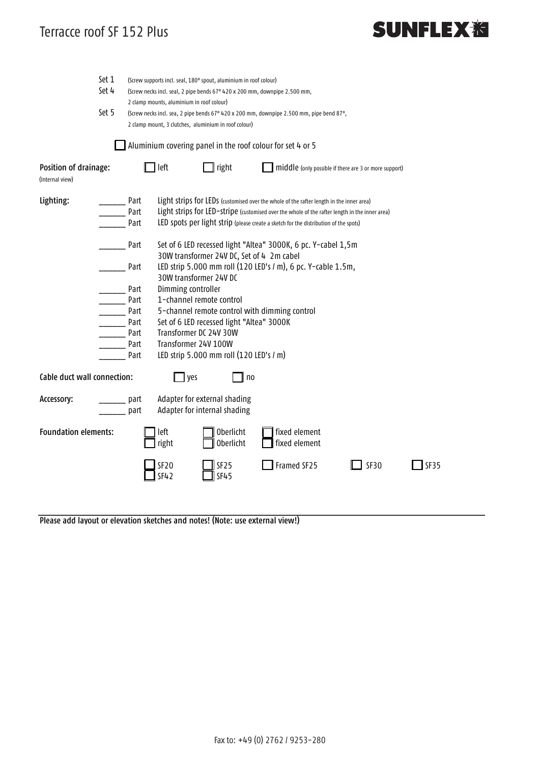# Terracce roof SF 152 Plus

**SUNFLEX**

Set 1 (Screw supports incl. seal, 180° spout, aluminium in roof colour)

Set 4 (Screw necks incl. seal, 2 pipe bends 67° 420 x 200 mm, downpipe 2.500 mm, 2 clamp mounts, aluminium in roof colour)

Set 5 (Screw necks incl. sea, 2 pipe bends 67° 420 x 200 mm, downpipe 2.500 mm, pipe bend 87°, 2 clamp mount, 3 clutches, aluminium in roof colour)

☐ Aluminium covering panel in the roof colour for set 4 or 5

**Position of drainage:** (Internal view) ☐ left ☐ right ☐ middle (only possible if there are 3 or more support)

**Lighting:**

______ Part Light strips for LEDs (customised over the whole of the rafter length in the inner area)
______ Part Light strips for LED-stripe (customised over the whole of the rafter length in the inner area)
______ Part LED spots per light strip (please create a sketch for the distribution of the spots)

______ Part Set of 6 LED recessed light "Altea" 3000K, 6 pc. Y-cabel 1,5m 30W transformer 24V DC, Set of 4 2m cabel
______ Part LED strip 5.000 mm roll (120 LED's / m), 6 pc. Y-cable 1.5m, 30W transformer 24V DC
______ Part Dimming controller
______ Part 1-channel remote control
______ Part 5-channel remote control with dimming control
______ Part Set of 6 LED recessed light "Altea" 3000K
______ Part Transformer DC 24V 30W
______ Part Transformer 24V 100W
______ Part LED strip 5.000 mm roll (120 LED's / m)

**Cable duct wall connection:** ☐ yes ☐ no

**Accessory:**

______ part Adapter for external shading
______ part Adapter for internal shading

**Foundation elements:**

☐ left ☐ Oberlicht ☐ fixed element
☐ right ☐ Oberlicht ☐ fixed element

☐ SF20 ☐ SF25 ☐ Framed SF25 ☐ SF30 ☐ SF35
☐ SF42 ☐ SF45

**Please add layout or elevation sketches and notes! (Note: use external view!)**

Fax to: +49 (0) 2762 / 9253-280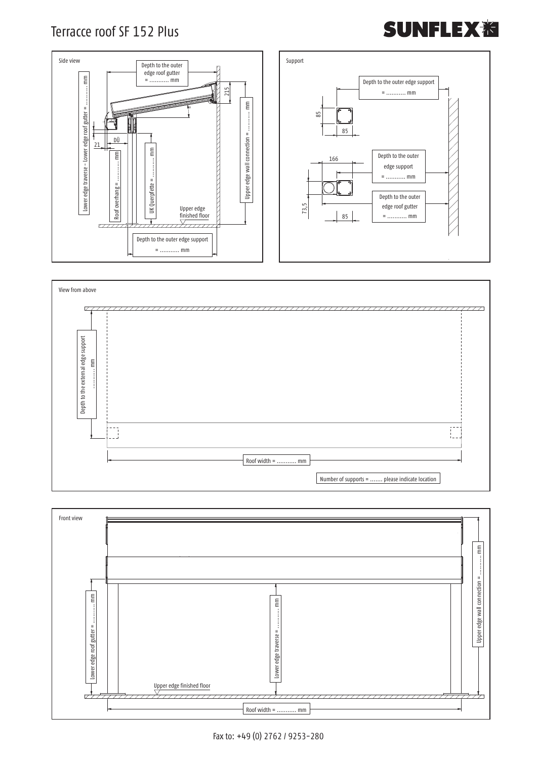# Terracce roof SF 152 Plus

SUNFLEX

Side view

Depth to the outer edge roof gutter = ........... mm

215

Lower edge traverse – Lower edge roof gutter = ........... mm

Upper edge wall connection = ........... mm

DÜ

21

Roof overhang = ........... mm

UK Querpfette = ........... mm

Upper edge finished floor

Depth to the outer edge support = ........... mm

Support

Depth to the outer edge support = ........... mm

85

85

166

Depth to the outer edge support = ........... mm

73,5

Depth to the outer edge roof gutter = ........... mm

85

View from above

Depth to the external edge support ........... mm

Roof width = ........... mm

Number of supports = ....... please indicate location

Front view

Upper edge wall connection = ........... mm

Lower edge roof gutter = ........... mm

Lower edge traverse = ........... mm

Upper edge finished floor

Roof width = ........... mm

Fax to: +49 (0) 2762 / 9253-280